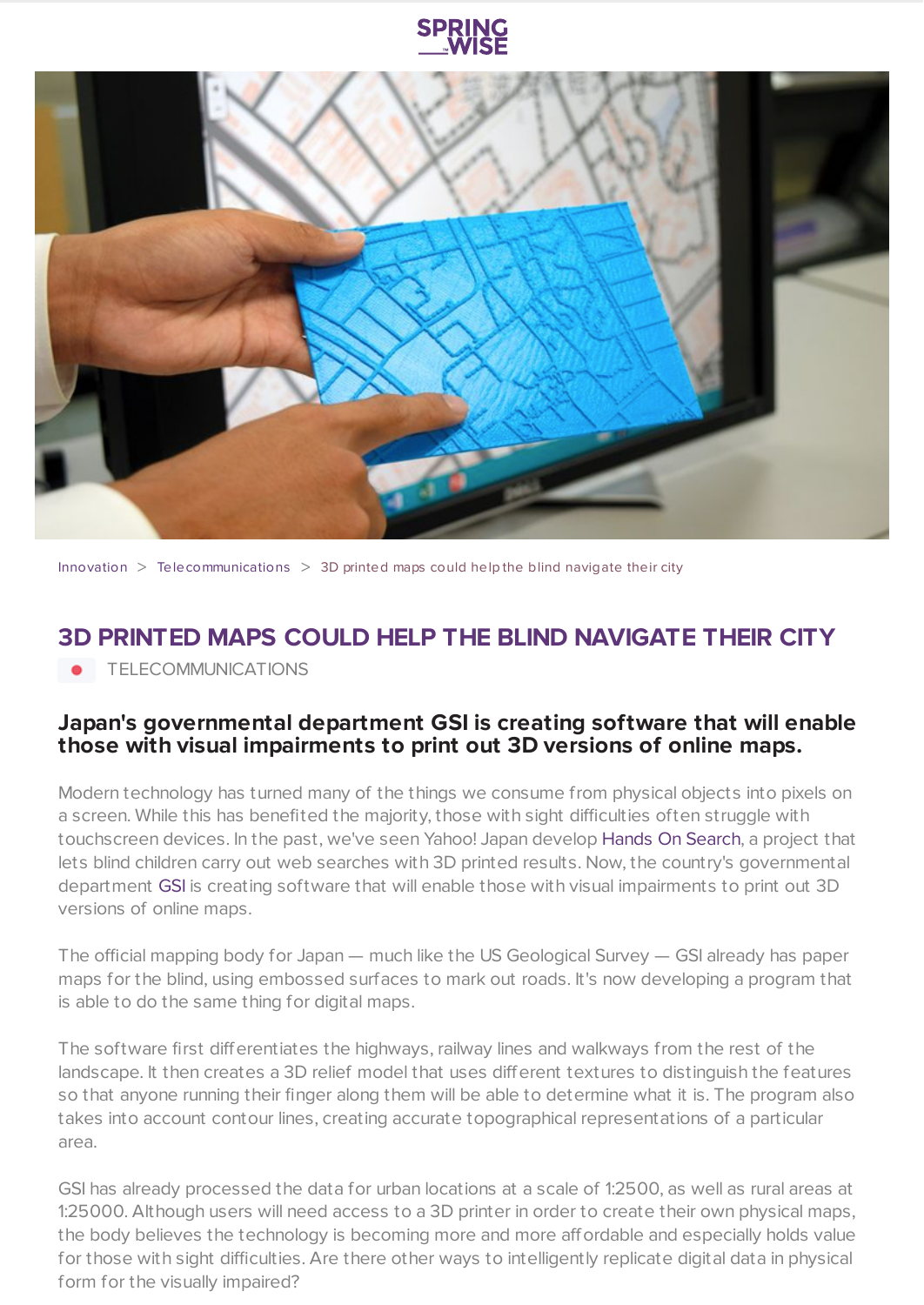SPRING WISE

Innovation > Telecommunications > 3D printed maps could help the blind navigate their city

# 3D PRINTED MAPS COULD HELP THE BLIND NAVIGATE THEIR CITY

TELECOMMUNICATIONS

## Japan's governmental department GSI is creating software that will enable those with visual impairments to print out 3D versions of online maps.

Modern technology has turned many of the things we consume from physical objects into pixels on a screen. While this has benefited the majority, those with sight difficulties often struggle with touchscreen devices. In the past, we've seen Yahoo! Japan develop Hands On Search, a project that lets blind children carry out web searches with 3D printed results. Now, the country's governmental department GSI is creating software that will enable those with visual impairments to print out 3D versions of online maps.

The official mapping body for Japan — much like the US Geological Survey — GSI already has paper maps for the blind, using embossed surfaces to mark out roads. It's now developing a program that is able to do the same thing for digital maps.

The software first differentiates the highways, railway lines and walkways from the rest of the landscape. It then creates a 3D relief model that uses different textures to distinguish the features so that anyone running their finger along them will be able to determine what it is. The program also takes into account contour lines, creating accurate topographical representations of a particular area.

GSI has already processed the data for urban locations at a scale of 1:2500, as well as rural areas at 1:25000. Although users will need access to a 3D printer in order to create their own physical maps, the body believes the technology is becoming more and more affordable and especially holds value for those with sight difficulties. Are there other ways to intelligently replicate digital data in physical form for the visually impaired?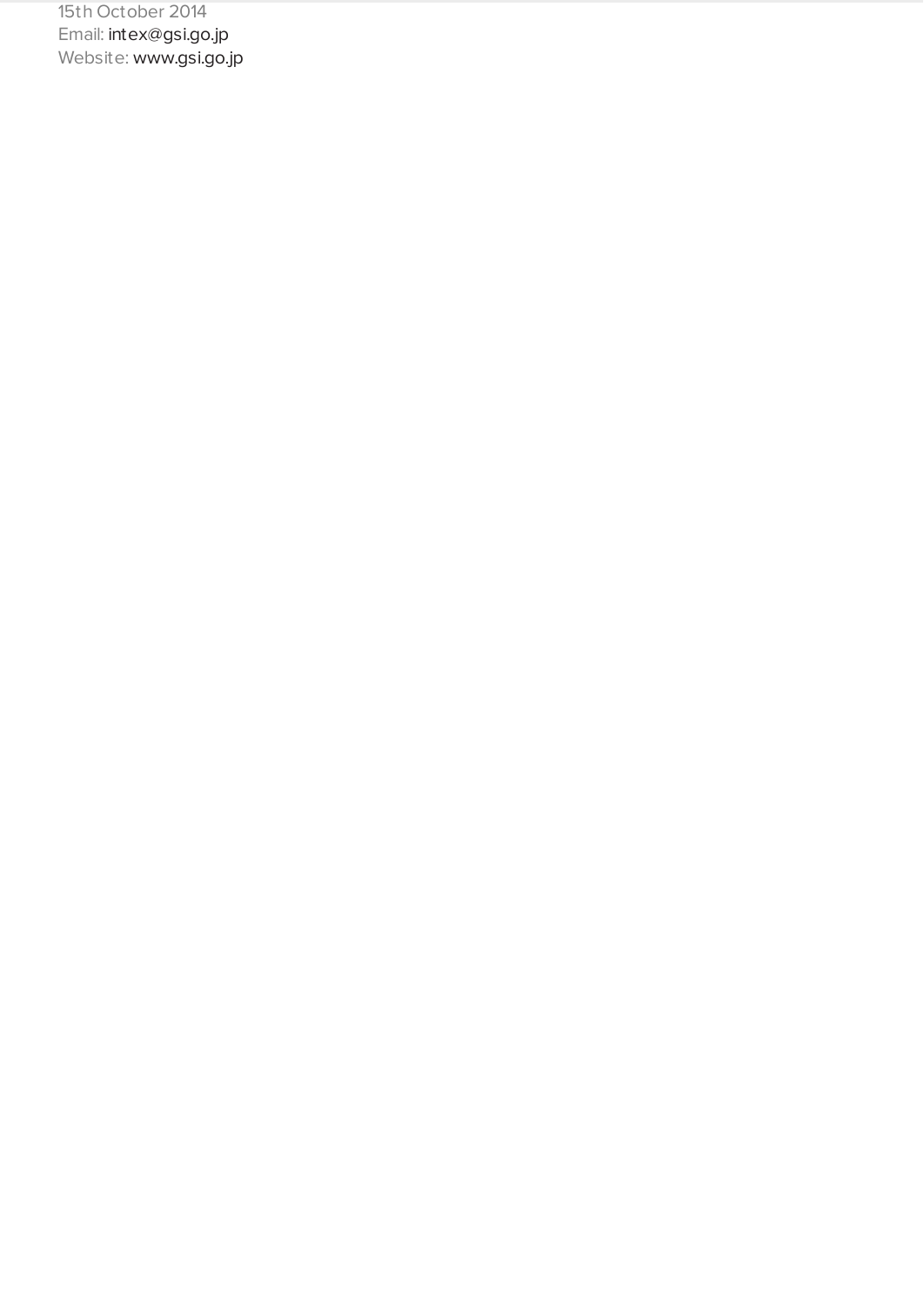15th October 2014

Email: intex@gsi.go.jp

Website: www.gsi.go.jp